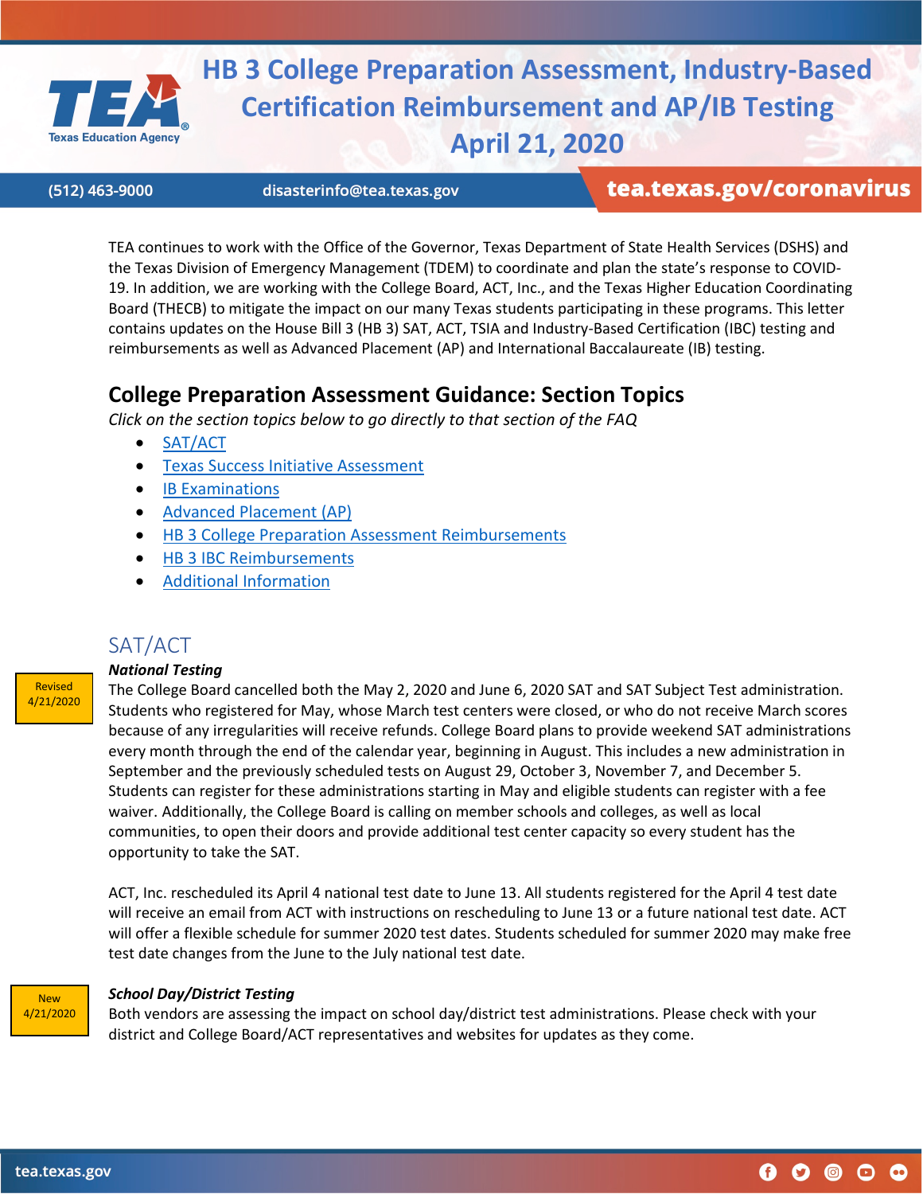# HB 3 College Preparation Assessment, Industry-Based Certification Reimbursement and AP/IB Testing April 21, 2020

(512) 463-9000 disasterinfo@tea.texas.gov **tea.texas.gov/coronavirus**

TEA continues to work with the Office of the Governor, Texas Department of State Health Services (DSHS) and the Texas Division of Emergency Management (TDEM) to coordinate and plan the state's response to COVID-19. In addition, we are working with the College Board, ACT, Inc., and the Texas Higher Education Coordinating Board (THECB) to mitigate the impact on our many Texas students participating in these programs. This letter contains updates on the House Bill 3 (HB 3) SAT, ACT, TSIA and Industry-Based Certification (IBC) testing and reimbursements as well as Advanced Placement (AP) and International Baccalaureate (IB) testing.

## College Preparation Assessment Guidance: Section Topics

*Click on the section topics below to go directly to that section of the FAQ*

- SAT/ACT
- Texas Success Initiative Assessment
- IB Examinations
- Advanced Placement (AP)
- HB 3 College Preparation Assessment Reimbursements
- HB 3 IBC Reimbursements
- Additional Information

## SAT/ACT

Revised 4/21/2020

***National Testing***

The College Board cancelled both the May 2, 2020 and June 6, 2020 SAT and SAT Subject Test administration. Students who registered for May, whose March test centers were closed, or who do not receive March scores because of any irregularities will receive refunds. College Board plans to provide weekend SAT administrations every month through the end of the calendar year, beginning in August. This includes a new administration in September and the previously scheduled tests on August 29, October 3, November 7, and December 5. Students can register for these administrations starting in May and eligible students can register with a fee waiver. Additionally, the College Board is calling on member schools and colleges, as well as local communities, to open their doors and provide additional test center capacity so every student has the opportunity to take the SAT.

ACT, Inc. rescheduled its April 4 national test date to June 13. All students registered for the April 4 test date will receive an email from ACT with instructions on rescheduling to June 13 or a future national test date. ACT will offer a flexible schedule for summer 2020 test dates. Students scheduled for summer 2020 may make free test date changes from the June to the July national test date.

New 4/21/2020

***School Day/District Testing***

Both vendors are assessing the impact on school day/district test administrations. Please check with your district and College Board/ACT representatives and websites for updates as they come.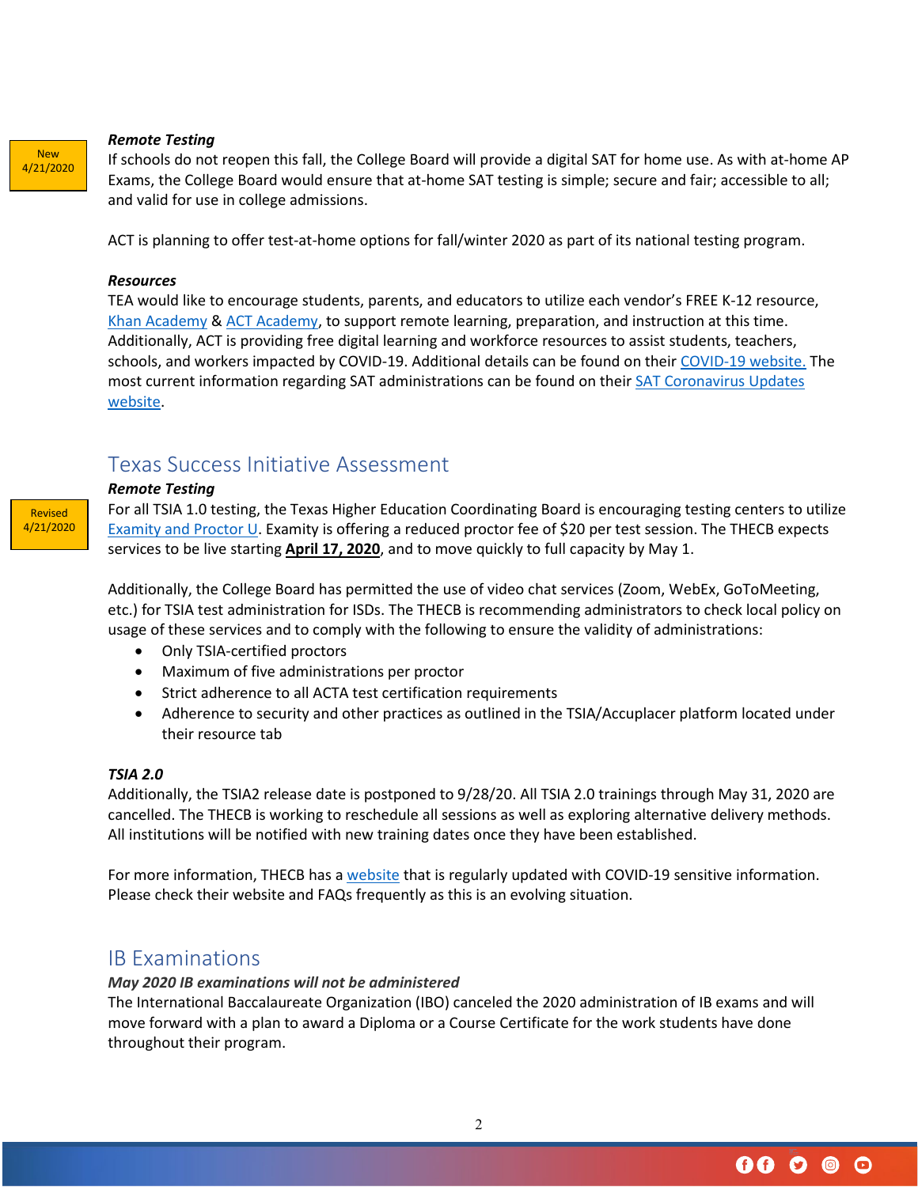New 4/21/2020

***Remote Testing***

If schools do not reopen this fall, the College Board will provide a digital SAT for home use. As with at-home AP Exams, the College Board would ensure that at-home SAT testing is simple; secure and fair; accessible to all; and valid for use in college admissions.

ACT is planning to offer test-at-home options for fall/winter 2020 as part of its national testing program.

***Resources***

TEA would like to encourage students, parents, and educators to utilize each vendor's FREE K-12 resource, Khan Academy & ACT Academy, to support remote learning, preparation, and instruction at this time. Additionally, ACT is providing free digital learning and workforce resources to assist students, teachers, schools, and workers impacted by COVID-19. Additional details can be found on their COVID-19 website. The most current information regarding SAT administrations can be found on their SAT Coronavirus Updates website.

## Texas Success Initiative Assessment

Revised 4/21/2020

***Remote Testing***

For all TSIA 1.0 testing, the Texas Higher Education Coordinating Board is encouraging testing centers to utilize Examity and Proctor U. Examity is offering a reduced proctor fee of $20 per test session. The THECB expects services to be live starting **April 17, 2020**, and to move quickly to full capacity by May 1.

Additionally, the College Board has permitted the use of video chat services (Zoom, WebEx, GoToMeeting, etc.) for TSIA test administration for ISDs. The THECB is recommending administrators to check local policy on usage of these services and to comply with the following to ensure the validity of administrations:

- Only TSIA-certified proctors
- Maximum of five administrations per proctor
- Strict adherence to all ACTA test certification requirements
- Adherence to security and other practices as outlined in the TSIA/Accuplacer platform located under their resource tab

***TSIA 2.0***

Additionally, the TSIA2 release date is postponed to 9/28/20. All TSIA 2.0 trainings through May 31, 2020 are cancelled. The THECB is working to reschedule all sessions as well as exploring alternative delivery methods. All institutions will be notified with new training dates once they have been established.

For more information, THECB has a website that is regularly updated with COVID-19 sensitive information. Please check their website and FAQs frequently as this is an evolving situation.

## IB Examinations

***May 2020 IB examinations will not be administered***

The International Baccalaureate Organization (IBO) canceled the 2020 administration of IB exams and will move forward with a plan to award a Diploma or a Course Certificate for the work students have done throughout their program.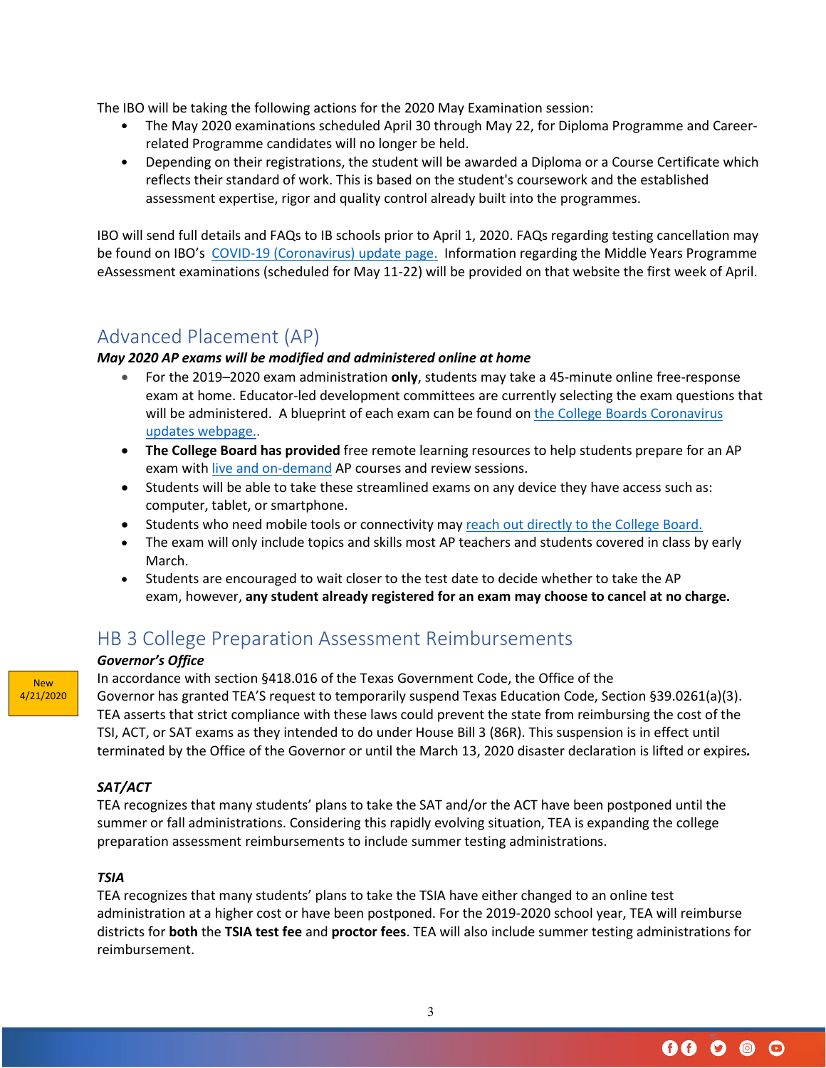The IBO will be taking the following actions for the 2020 May Examination session:

- The May 2020 examinations scheduled April 30 through May 22, for Diploma Programme and Career-related Programme candidates will no longer be held.
- Depending on their registrations, the student will be awarded a Diploma or a Course Certificate which reflects their standard of work. This is based on the student's coursework and the established assessment expertise, rigor and quality control already built into the programmes.

IBO will send full details and FAQs to IB schools prior to April 1, 2020. FAQs regarding testing cancellation may be found on IBO's [COVID-19 (Coronavirus) update page.](#) Information regarding the Middle Years Programme eAssessment examinations (scheduled for May 11-22) will be provided on that website the first week of April.

## Advanced Placement (AP)

***May 2020 AP exams will be modified and administered online at home***

- For the 2019–2020 exam administration **only**, students may take a 45-minute online free-response exam at home. Educator-led development committees are currently selecting the exam questions that will be administered. A blueprint of each exam can be found on [the College Boards Coronavirus updates webpage.](#).
- **The College Board has provided** free remote learning resources to help students prepare for an AP exam with [live and on-demand](#) AP courses and review sessions.
- Students will be able to take these streamlined exams on any device they have access such as: computer, tablet, or smartphone.
- Students who need mobile tools or connectivity may [reach out directly to the College Board.](#)
- The exam will only include topics and skills most AP teachers and students covered in class by early March.
- Students are encouraged to wait closer to the test date to decide whether to take the AP exam, however, **any student already registered for an exam may choose to cancel at no charge.**

## HB 3 College Preparation Assessment Reimbursements

New 4/21/2020

***Governor's Office***

In accordance with section §418.016 of the Texas Government Code, the Office of the Governor has granted TEA'S request to temporarily suspend Texas Education Code, Section §39.0261(a)(3). TEA asserts that strict compliance with these laws could prevent the state from reimbursing the cost of the TSI, ACT, or SAT exams as they intended to do under House Bill 3 (86R). This suspension is in effect until terminated by the Office of the Governor or until the March 13, 2020 disaster declaration is lifted or expires.

***SAT/ACT***

TEA recognizes that many students' plans to take the SAT and/or the ACT have been postponed until the summer or fall administrations. Considering this rapidly evolving situation, TEA is expanding the college preparation assessment reimbursements to include summer testing administrations.

***TSIA***

TEA recognizes that many students' plans to take the TSIA have either changed to an online test administration at a higher cost or have been postponed. For the 2019-2020 school year, TEA will reimburse districts for **both** the **TSIA test fee** and **proctor fees**. TEA will also include summer testing administrations for reimbursement.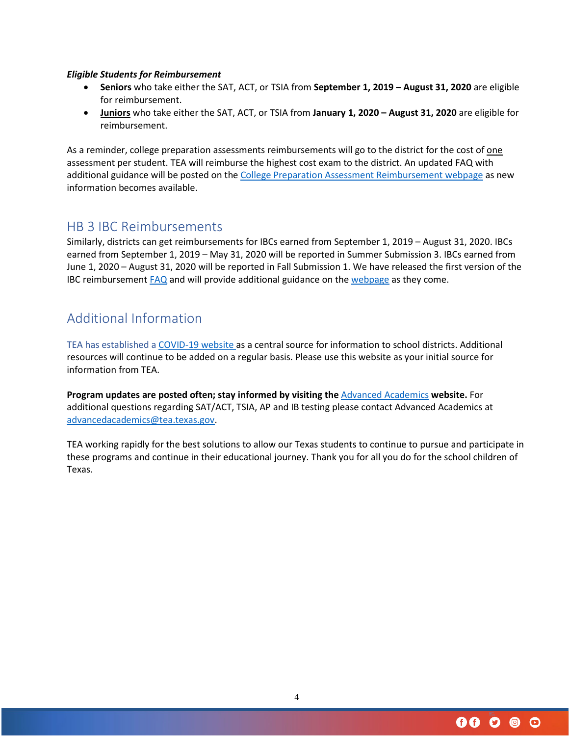***Eligible Students for Reimbursement***

- **Seniors** who take either the SAT, ACT, or TSIA from **September 1, 2019 – August 31, 2020** are eligible for reimbursement.
- **Juniors** who take either the SAT, ACT, or TSIA from **January 1, 2020 – August 31, 2020** are eligible for reimbursement.

As a reminder, college preparation assessments reimbursements will go to the district for the cost of one assessment per student. TEA will reimburse the highest cost exam to the district. An updated FAQ with additional guidance will be posted on the College Preparation Assessment Reimbursement webpage as new information becomes available.

## HB 3 IBC Reimbursements

Similarly, districts can get reimbursements for IBCs earned from September 1, 2019 – August 31, 2020. IBCs earned from September 1, 2019 – May 31, 2020 will be reported in Summer Submission 3. IBCs earned from June 1, 2020 – August 31, 2020 will be reported in Fall Submission 1. We have released the first version of the IBC reimbursement FAQ and will provide additional guidance on the webpage as they come.

## Additional Information

TEA has established a COVID-19 website as a central source for information to school districts. Additional resources will continue to be added on a regular basis. Please use this website as your initial source for information from TEA.

**Program updates are posted often; stay informed by visiting the** Advanced Academics **website.** For additional questions regarding SAT/ACT, TSIA, AP and IB testing please contact Advanced Academics at advancedacademics@tea.texas.gov.

TEA working rapidly for the best solutions to allow our Texas students to continue to pursue and participate in these programs and continue in their educational journey. Thank you for all you do for the school children of Texas.